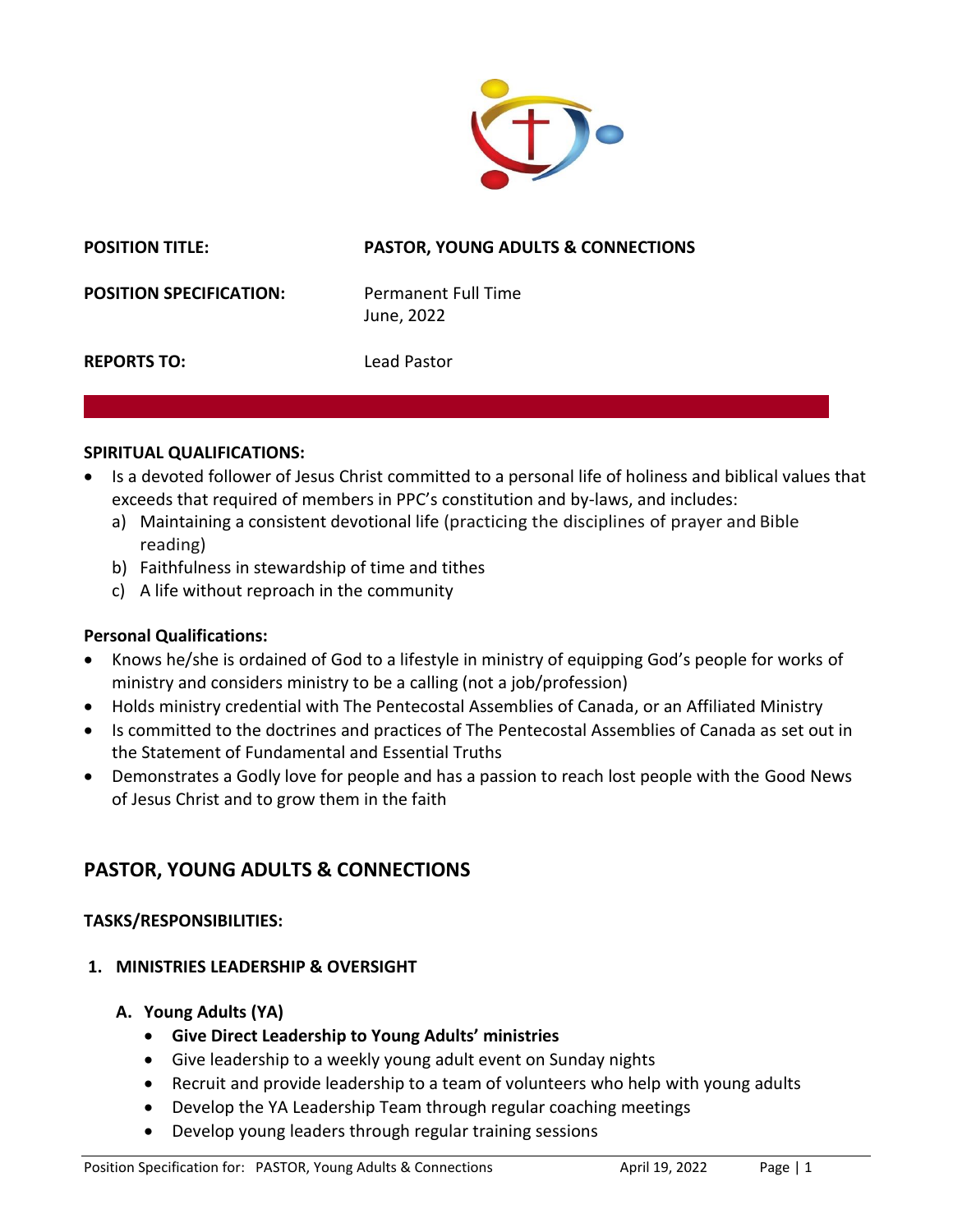**POSITION TITLE:** **PASTOR, YOUNG ADULTS & CONNECTIONS**

**POSITION SPECIFICATION:** Permanent Full Time
June, 2022

**REPORTS TO:** Lead Pastor

**SPIRITUAL QUALIFICATIONS:**

- Is a devoted follower of Jesus Christ committed to a personal life of holiness and biblical values that exceeds that required of members in PPC's constitution and by-laws, and includes:
  a) Maintaining a consistent devotional life (practicing the disciplines of prayer and Bible reading)
  b) Faithfulness in stewardship of time and tithes
  c) A life without reproach in the community

**Personal Qualifications:**

- Knows he/she is ordained of God to a lifestyle in ministry of equipping God's people for works of ministry and considers ministry to be a calling (not a job/profession)
- Holds ministry credential with The Pentecostal Assemblies of Canada, or an Affiliated Ministry
- Is committed to the doctrines and practices of The Pentecostal Assemblies of Canada as set out in the Statement of Fundamental and Essential Truths
- Demonstrates a Godly love for people and has a passion to reach lost people with the Good News of Jesus Christ and to grow them in the faith

## PASTOR, YOUNG ADULTS & CONNECTIONS

**TASKS/RESPONSIBILITIES:**

### 1. MINISTRIES LEADERSHIP & OVERSIGHT

**A. Young Adults (YA)**

- **Give Direct Leadership to Young Adults' ministries**
- Give leadership to a weekly young adult event on Sunday nights
- Recruit and provide leadership to a team of volunteers who help with young adults
- Develop the YA Leadership Team through regular coaching meetings
- Develop young leaders through regular training sessions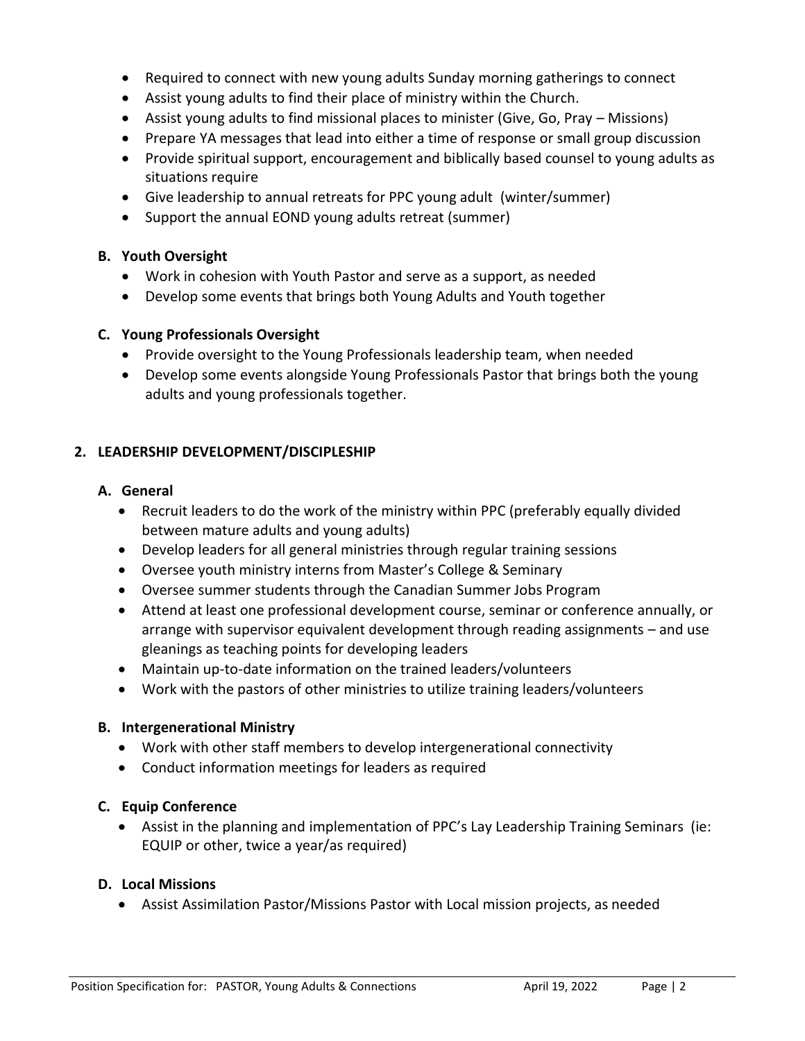- Required to connect with new young adults Sunday morning gatherings to connect
- Assist young adults to find their place of ministry within the Church.
- Assist young adults to find missional places to minister (Give, Go, Pray – Missions)
- Prepare YA messages that lead into either a time of response or small group discussion
- Provide spiritual support, encouragement and biblically based counsel to young adults as situations require
- Give leadership to annual retreats for PPC young adult (winter/summer)
- Support the annual EOND young adults retreat (summer)

**B. Youth Oversight**

- Work in cohesion with Youth Pastor and serve as a support, as needed
- Develop some events that brings both Young Adults and Youth together

**C. Young Professionals Oversight**

- Provide oversight to the Young Professionals leadership team, when needed
- Develop some events alongside Young Professionals Pastor that brings both the young adults and young professionals together.

## 2. LEADERSHIP DEVELOPMENT/DISCIPLESHIP

**A. General**

- Recruit leaders to do the work of the ministry within PPC (preferably equally divided between mature adults and young adults)
- Develop leaders for all general ministries through regular training sessions
- Oversee youth ministry interns from Master's College & Seminary
- Oversee summer students through the Canadian Summer Jobs Program
- Attend at least one professional development course, seminar or conference annually, or arrange with supervisor equivalent development through reading assignments – and use gleanings as teaching points for developing leaders
- Maintain up-to-date information on the trained leaders/volunteers
- Work with the pastors of other ministries to utilize training leaders/volunteers

**B. Intergenerational Ministry**

- Work with other staff members to develop intergenerational connectivity
- Conduct information meetings for leaders as required

**C. Equip Conference**

- Assist in the planning and implementation of PPC's Lay Leadership Training Seminars (ie: EQUIP or other, twice a year/as required)

**D. Local Missions**

- Assist Assimilation Pastor/Missions Pastor with Local mission projects, as needed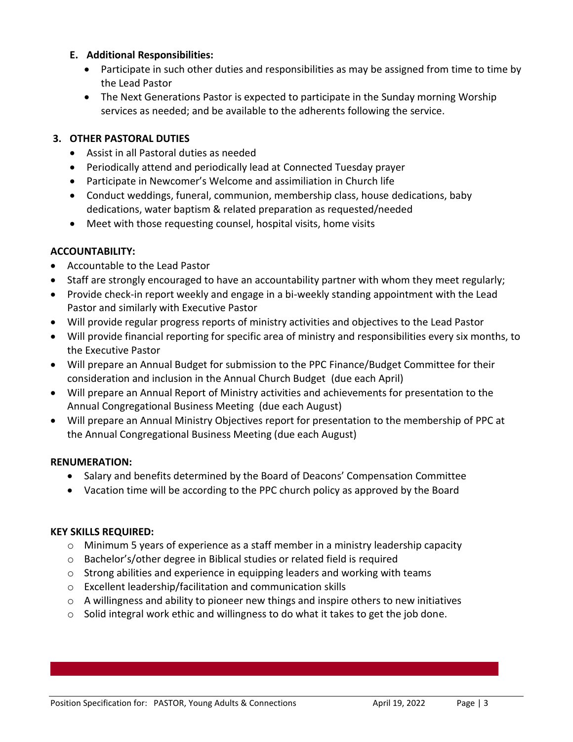### E. Additional Responsibilities:

- Participate in such other duties and responsibilities as may be assigned from time to time by the Lead Pastor
- The Next Generations Pastor is expected to participate in the Sunday morning Worship services as needed; and be available to the adherents following the service.

## 3. OTHER PASTORAL DUTIES

- Assist in all Pastoral duties as needed
- Periodically attend and periodically lead at Connected Tuesday prayer
- Participate in Newcomer's Welcome and assimiliation in Church life
- Conduct weddings, funeral, communion, membership class, house dedications, baby dedications, water baptism & related preparation as requested/needed
- Meet with those requesting counsel, hospital visits, home visits

## ACCOUNTABILITY:

- Accountable to the Lead Pastor
- Staff are strongly encouraged to have an accountability partner with whom they meet regularly;
- Provide check-in report weekly and engage in a bi-weekly standing appointment with the Lead Pastor and similarly with Executive Pastor
- Will provide regular progress reports of ministry activities and objectives to the Lead Pastor
- Will provide financial reporting for specific area of ministry and responsibilities every six months, to the Executive Pastor
- Will prepare an Annual Budget for submission to the PPC Finance/Budget Committee for their consideration and inclusion in the Annual Church Budget (due each April)
- Will prepare an Annual Report of Ministry activities and achievements for presentation to the Annual Congregational Business Meeting (due each August)
- Will prepare an Annual Ministry Objectives report for presentation to the membership of PPC at the Annual Congregational Business Meeting (due each August)

## RENUMERATION:

- Salary and benefits determined by the Board of Deacons' Compensation Committee
- Vacation time will be according to the PPC church policy as approved by the Board

## KEY SKILLS REQUIRED:

- Minimum 5 years of experience as a staff member in a ministry leadership capacity
- Bachelor's/other degree in Biblical studies or related field is required
- Strong abilities and experience in equipping leaders and working with teams
- Excellent leadership/facilitation and communication skills
- A willingness and ability to pioneer new things and inspire others to new initiatives
- Solid integral work ethic and willingness to do what it takes to get the job done.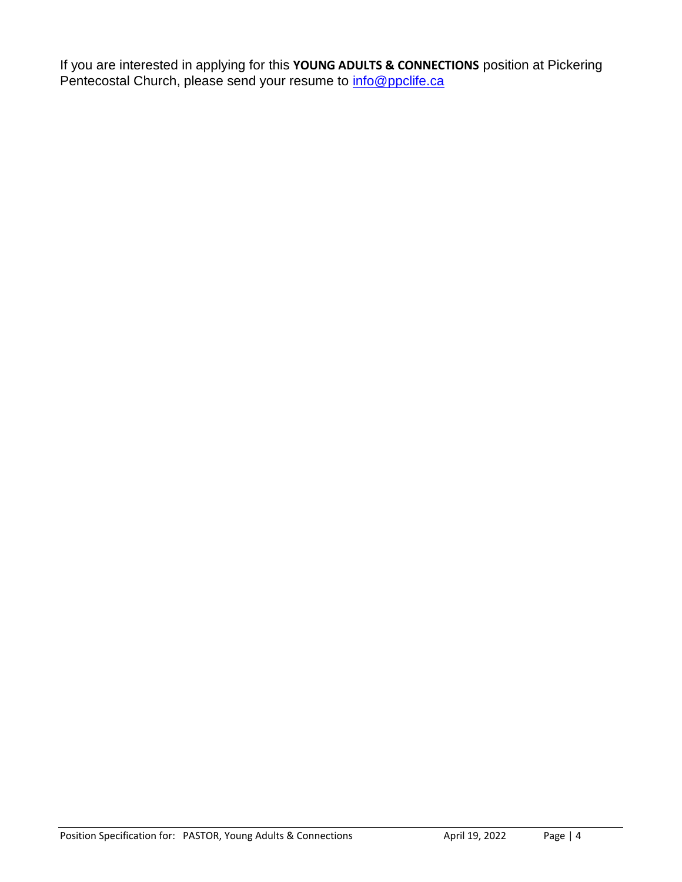If you are interested in applying for this **YOUNG ADULTS & CONNECTIONS** position at Pickering Pentecostal Church, please send your resume to [info@ppclife.ca](mailto:info@ppclife.ca)